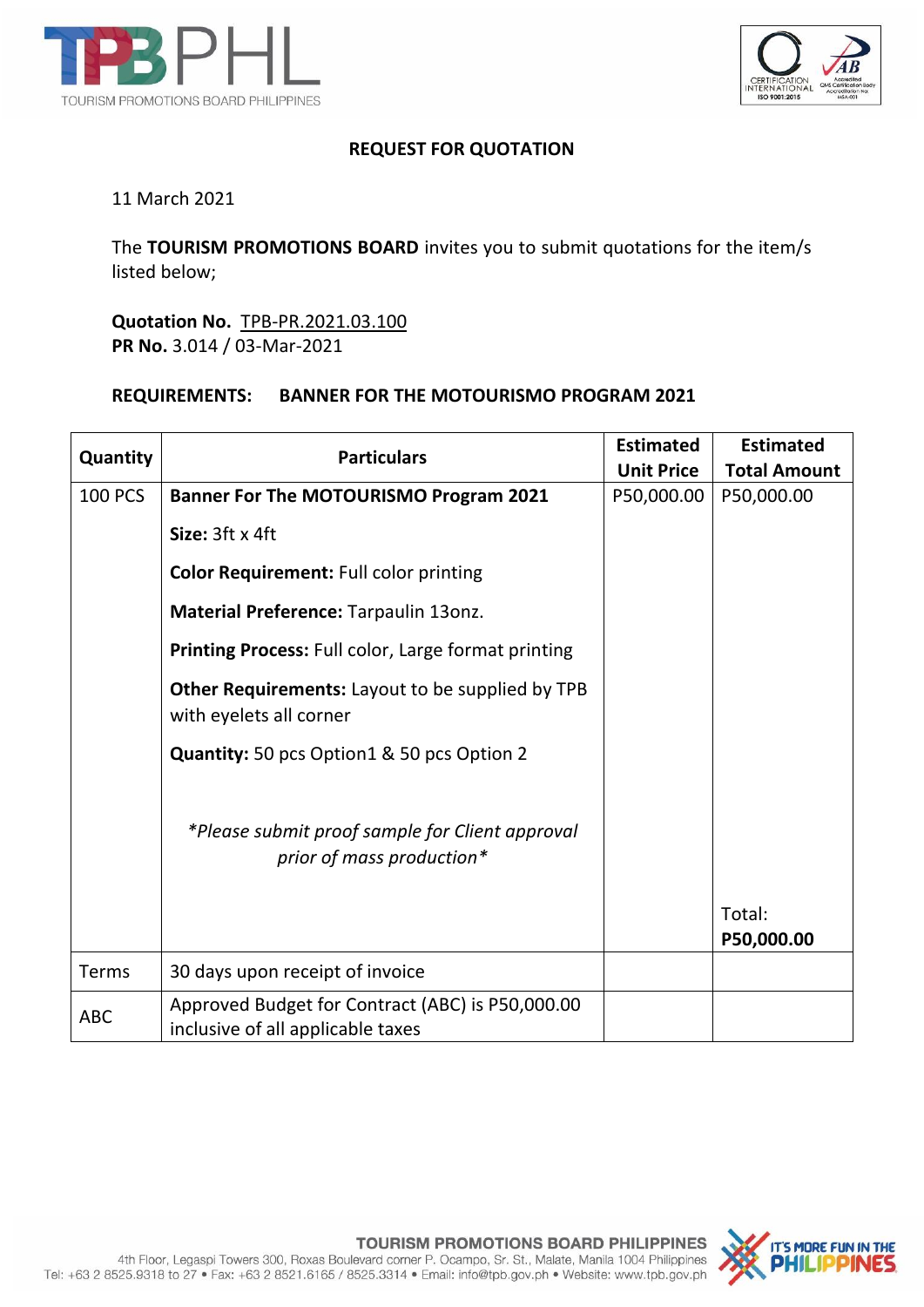## REQUEST FOR QUOTATION

11 March 2021

The **TOURISM PROMOTIONS BOARD** invites you to submit quotations for the item/s listed below;

**Quotation No.** TPB-PR.2021.03.100
**PR No.** 3.014 / 03-Mar-2021

**REQUIREMENTS: BANNER FOR THE MOTOURISMO PROGRAM 2021**

| Quantity | Particulars | Estimated Unit Price | Estimated Total Amount |
|---|---|---|---|
| 100 PCS | **Banner For The MOTOURISMO Program 2021**<br><br>**Size:** 3ft x 4ft<br><br>**Color Requirement:** Full color printing<br><br>**Material Preference:** Tarpaulin 13onz.<br><br>**Printing Process:** Full color, Large format printing<br><br>**Other Requirements:** Layout to be supplied by TPB with eyelets all corner<br><br>**Quantity:** 50 pcs Option1 & 50 pcs Option 2<br><br>*\*Please submit proof sample for Client approval prior of mass production\** | P50,000.00 | P50,000.00<br><br>Total:<br>**P50,000.00** |
| Terms | 30 days upon receipt of invoice | | |
| ABC | Approved Budget for Contract (ABC) is P50,000.00 inclusive of all applicable taxes | | |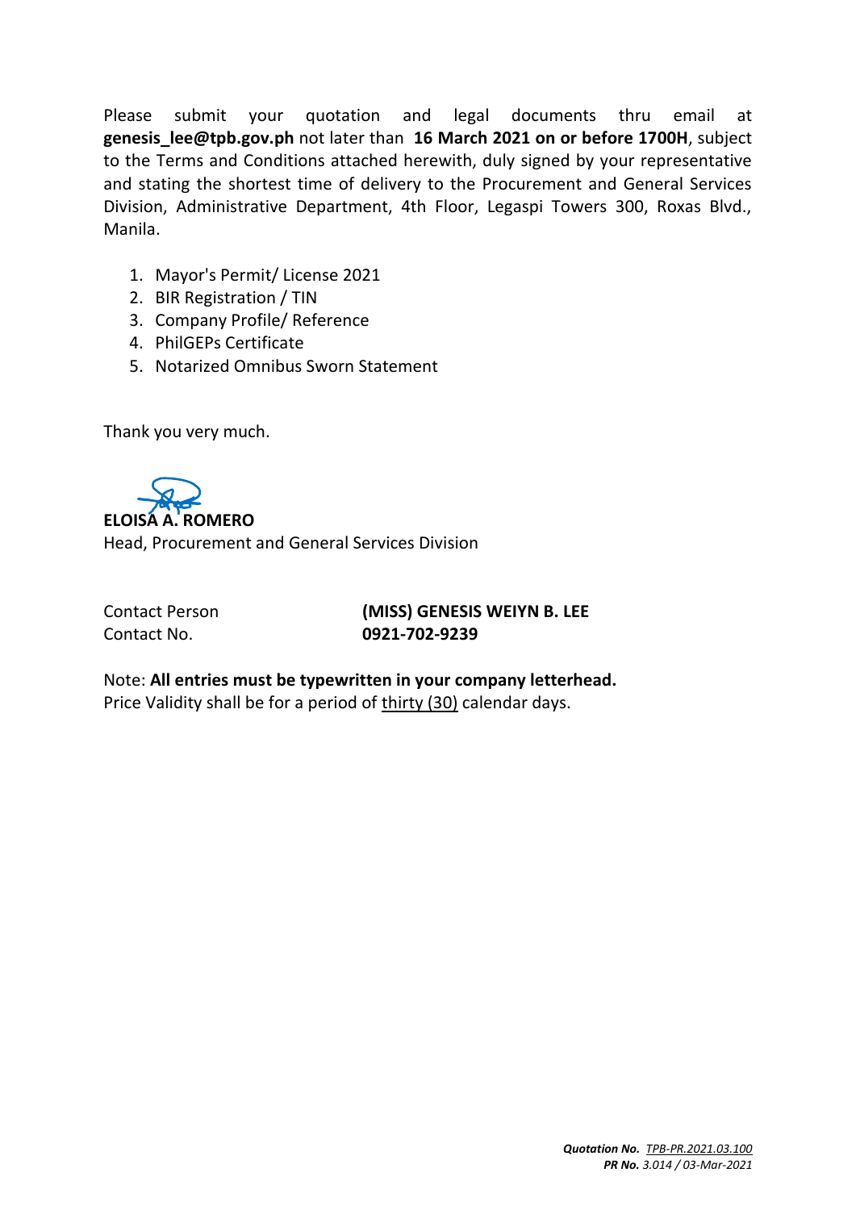Please submit your quotation and legal documents thru email at **genesis_lee@tpb.gov.ph** not later than **16 March 2021 on or before 1700H**, subject to the Terms and Conditions attached herewith, duly signed by your representative and stating the shortest time of delivery to the Procurement and General Services Division, Administrative Department, 4th Floor, Legaspi Towers 300, Roxas Blvd., Manila.

1. Mayor's Permit/ License 2021
2. BIR Registration / TIN
3. Company Profile/ Reference
4. PhilGEPs Certificate
5. Notarized Omnibus Sworn Statement

Thank you very much.

**ELOISA A. ROMERO**
Head, Procurement and General Services Division

Contact Person **(MISS) GENESIS WEIYN B. LEE**
Contact No. **0921-702-9239**

Note: **All entries must be typewritten in your company letterhead.**
Price Validity shall be for a period of thirty (30) calendar days.

***Quotation No.*** *TPB-PR.2021.03.100*
***PR No.*** *3.014 / 03-Mar-2021*